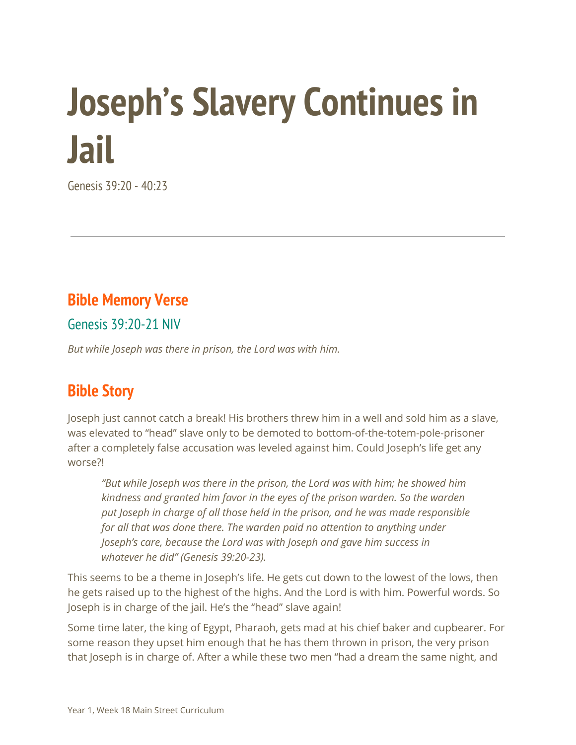# Joseph's Slavery Continues in Jail

Genesis 39:20 - 40:23

---

## Bible Memory Verse

### Genesis 39:20-21 NIV

*But while Joseph was there in prison, the Lord was with him.*

## Bible Story

Joseph just cannot catch a break! His brothers threw him in a well and sold him as a slave, was elevated to "head" slave only to be demoted to bottom-of-the-totem-pole-prisoner after a completely false accusation was leveled against him. Could Joseph's life get any worse?!

> *"But while Joseph was there in the prison, the Lord was with him; he showed him kindness and granted him favor in the eyes of the prison warden. So the warden put Joseph in charge of all those held in the prison, and he was made responsible for all that was done there. The warden paid no attention to anything under Joseph's care, because the Lord was with Joseph and gave him success in whatever he did" (Genesis 39:20-23).*

This seems to be a theme in Joseph's life. He gets cut down to the lowest of the lows, then he gets raised up to the highest of the highs. And the Lord is with him. Powerful words. So Joseph is in charge of the jail. He's the "head" slave again!

Some time later, the king of Egypt, Pharaoh, gets mad at his chief baker and cupbearer. For some reason they upset him enough that he has them thrown in prison, the very prison that Joseph is in charge of. After a while these two men "had a dream the same night, and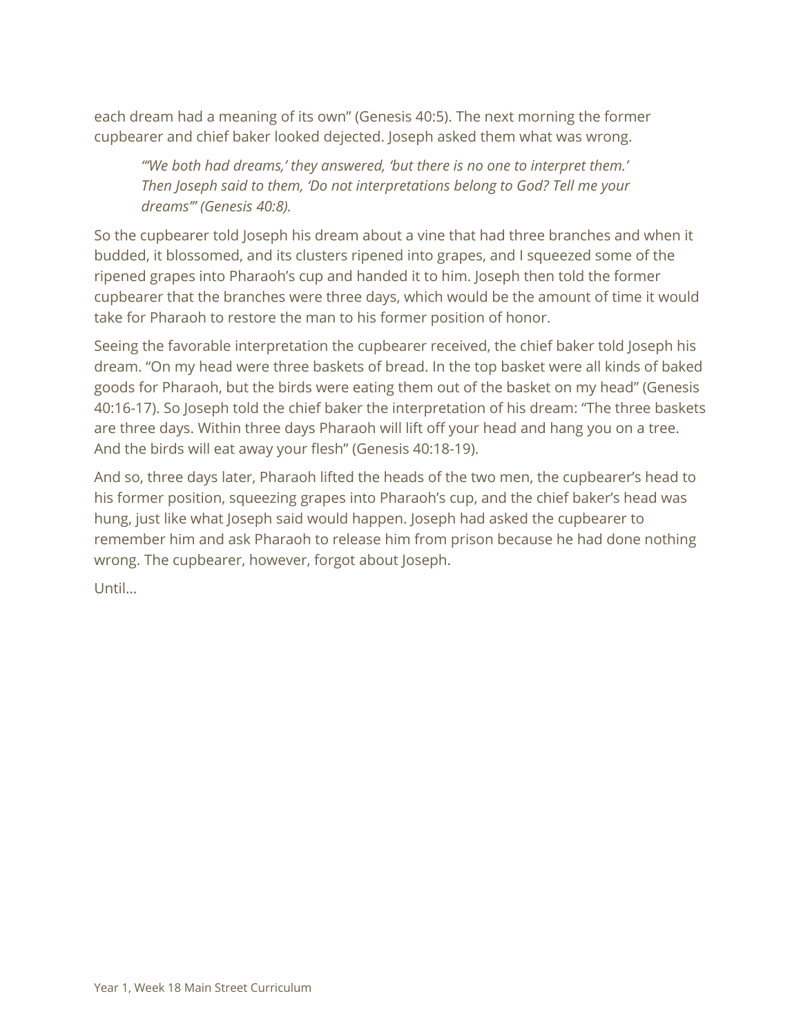each dream had a meaning of its own" (Genesis 40:5). The next morning the former cupbearer and chief baker looked dejected. Joseph asked them what was wrong.

> *"'We both had dreams,' they answered, 'but there is no one to interpret them.' Then Joseph said to them, 'Do not interpretations belong to God? Tell me your dreams'" (Genesis 40:8).*

So the cupbearer told Joseph his dream about a vine that had three branches and when it budded, it blossomed, and its clusters ripened into grapes, and I squeezed some of the ripened grapes into Pharaoh's cup and handed it to him. Joseph then told the former cupbearer that the branches were three days, which would be the amount of time it would take for Pharaoh to restore the man to his former position of honor.

Seeing the favorable interpretation the cupbearer received, the chief baker told Joseph his dream. "On my head were three baskets of bread. In the top basket were all kinds of baked goods for Pharaoh, but the birds were eating them out of the basket on my head" (Genesis 40:16-17). So Joseph told the chief baker the interpretation of his dream: "The three baskets are three days. Within three days Pharaoh will lift off your head and hang you on a tree. And the birds will eat away your flesh" (Genesis 40:18-19).

And so, three days later, Pharaoh lifted the heads of the two men, the cupbearer's head to his former position, squeezing grapes into Pharaoh's cup, and the chief baker's head was hung, just like what Joseph said would happen. Joseph had asked the cupbearer to remember him and ask Pharaoh to release him from prison because he had done nothing wrong. The cupbearer, however, forgot about Joseph.

Until…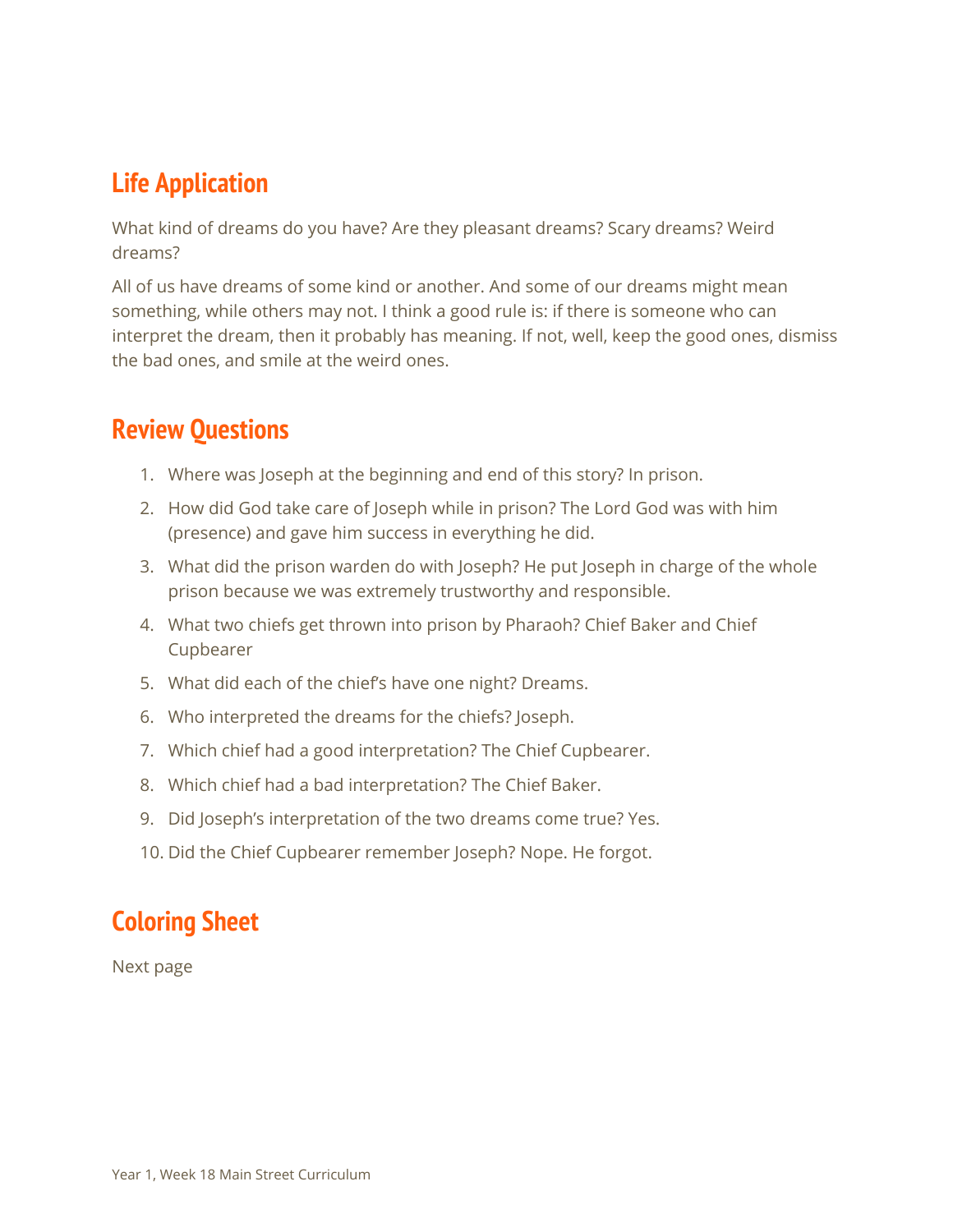## Life Application

What kind of dreams do you have? Are they pleasant dreams? Scary dreams? Weird dreams?

All of us have dreams of some kind or another. And some of our dreams might mean something, while others may not. I think a good rule is: if there is someone who can interpret the dream, then it probably has meaning. If not, well, keep the good ones, dismiss the bad ones, and smile at the weird ones.

## Review Questions

1. Where was Joseph at the beginning and end of this story? In prison.
2. How did God take care of Joseph while in prison? The Lord God was with him (presence) and gave him success in everything he did.
3. What did the prison warden do with Joseph? He put Joseph in charge of the whole prison because we was extremely trustworthy and responsible.
4. What two chiefs get thrown into prison by Pharaoh? Chief Baker and Chief Cupbearer
5. What did each of the chief's have one night? Dreams.
6. Who interpreted the dreams for the chiefs? Joseph.
7. Which chief had a good interpretation? The Chief Cupbearer.
8. Which chief had a bad interpretation? The Chief Baker.
9. Did Joseph's interpretation of the two dreams come true? Yes.
10. Did the Chief Cupbearer remember Joseph? Nope. He forgot.

## Coloring Sheet

Next page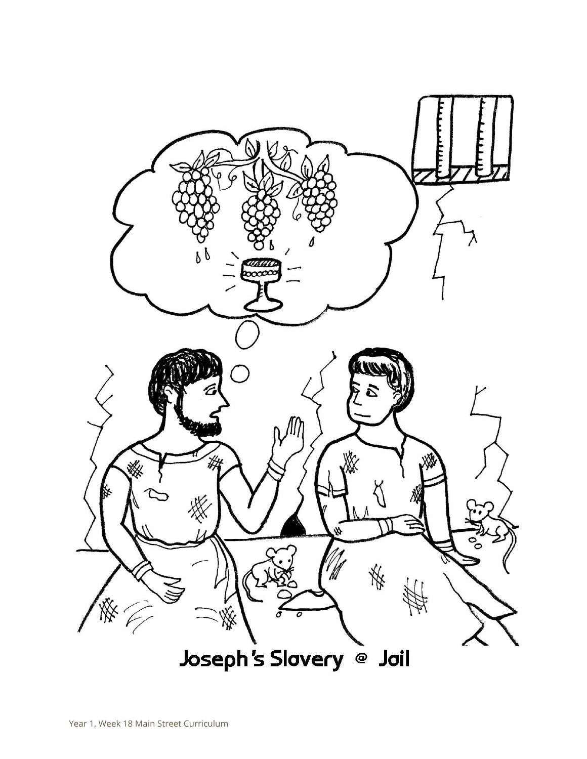Joseph's Slavery @ Jail